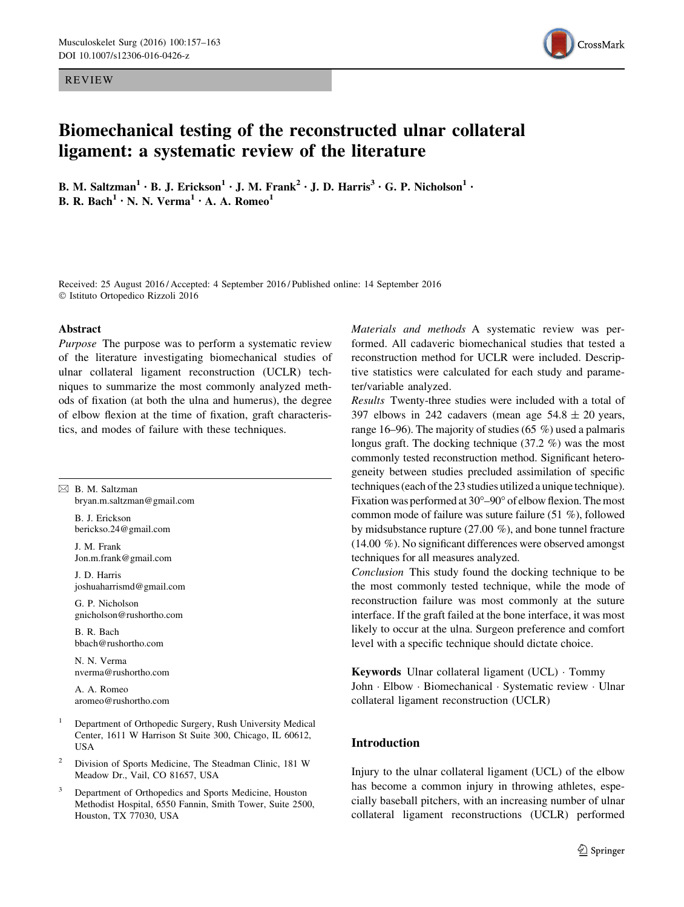REVIEW

# Biomechanical testing of the reconstructed ulnar collateral ligament: a systematic review of the literature

**B. M. Saltzman[1] · B. J. Erickson[1] · J. M. Frank[2] · J. D. Harris[3] · G. P. Nicholson[1] · B. R. Bach[1] · N. N. Verma[1] · A. A. Romeo[1]**

Received: 25 August 2016 / Accepted: 4 September 2016 / Published online: 14 September 2016
© Istituto Ortopedico Rizzoli 2016

## Abstract

*Purpose* The purpose was to perform a systematic review of the literature investigating biomechanical studies of ulnar collateral ligament reconstruction (UCLR) techniques to summarize the most commonly analyzed methods of fixation (at both the ulna and humerus), the degree of elbow flexion at the time of fixation, graft characteristics, and modes of failure with these techniques.

*Materials and methods* A systematic review was performed. All cadaveric biomechanical studies that tested a reconstruction method for UCLR were included. Descriptive statistics were calculated for each study and parameter/variable analyzed.

*Results* Twenty-three studies were included with a total of 397 elbows in 242 cadavers (mean age $54.8 \pm 20$ years, range 16–96). The majority of studies (65 %) used a palmaris longus graft. The docking technique (37.2 %) was the most commonly tested reconstruction method. Significant heterogeneity between studies precluded assimilation of specific techniques (each of the 23 studies utilized a unique technique). Fixation was performed at 30°–90° of elbow flexion. The most common mode of failure was suture failure (51 %), followed by midsubstance rupture (27.00 %), and bone tunnel fracture (14.00 %). No significant differences were observed amongst techniques for all measures analyzed.

*Conclusion* This study found the docking technique to be the most commonly tested technique, while the mode of reconstruction failure was most commonly at the suture interface. If the graft failed at the bone interface, it was most likely to occur at the ulna. Surgeon preference and comfort level with a specific technique should dictate choice.

**Keywords** Ulnar collateral ligament (UCL) · Tommy John · Elbow · Biomechanical · Systematic review · Ulnar collateral ligament reconstruction (UCLR)

✉ B. M. Saltzman
bryan.m.saltzman@gmail.com

B. J. Erickson
berickso.24@gmail.com

J. M. Frank
Jon.m.frank@gmail.com

J. D. Harris
joshuaharrismd@gmail.com

G. P. Nicholson
gnicholson@rushortho.com

B. R. Bach
bbach@rushortho.com

N. N. Verma
nverma@rushortho.com

A. A. Romeo
aromeo@rushortho.com

[1] Department of Orthopedic Surgery, Rush University Medical Center, 1611 W Harrison St Suite 300, Chicago, IL 60612, USA

[2] Division of Sports Medicine, The Steadman Clinic, 181 W Meadow Dr., Vail, CO 81657, USA

[3] Department of Orthopedics and Sports Medicine, Houston Methodist Hospital, 6550 Fannin, Smith Tower, Suite 2500, Houston, TX 77030, USA

## Introduction

Injury to the ulnar collateral ligament (UCL) of the elbow has become a common injury in throwing athletes, especially baseball pitchers, with an increasing number of ulnar collateral ligament reconstructions (UCLR) performed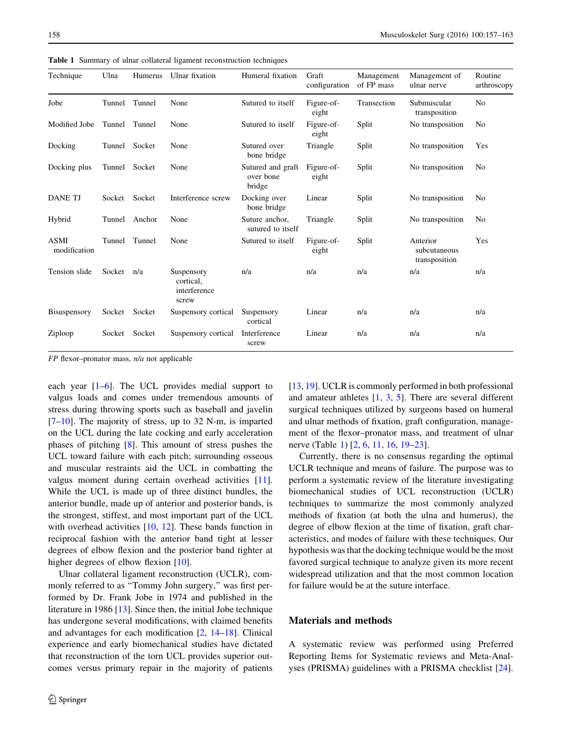Table 1 Summary of ulnar collateral ligament reconstruction techniques

| Technique | Ulna | Humerus | Ulnar fixation | Humeral fixation | Graft configuration | Management of FP mass | Management of ulnar nerve | Routine arthroscopy |
|---|---|---|---|---|---|---|---|---|
| Jobe | Tunnel | Tunnel | None | Sutured to itself | Figure-of-eight | Transection | Submuscular transposition | No |
| Modified Jobe | Tunnel | Tunnel | None | Sutured to itself | Figure-of-eight | Split | No transposition | No |
| Docking | Tunnel | Socket | None | Sutured over bone bridge | Triangle | Split | No transposition | Yes |
| Docking plus | Tunnel | Socket | None | Sutured and graft over bone bridge | Figure-of-eight | Split | No transposition | No |
| DANE TJ | Socket | Socket | Interference screw | Docking over bone bridge | Linear | Split | No transposition | No |
| Hybrid | Tunnel | Anchor | None | Suture anchor, sutured to itself | Triangle | Split | No transposition | No |
| ASMI modification | Tunnel | Tunnel | None | Sutured to itself | Figure-of-eight | Split | Anterior subcutaneous transposition | Yes |
| Tension slide | Socket | n/a | Suspensory cortical, interference screw | n/a | n/a | n/a | n/a | n/a |
| Bisuspensory | Socket | Socket | Suspensory cortical | Suspensory cortical | Linear | n/a | n/a | n/a |
| Ziploop | Socket | Socket | Suspensory cortical | Interference screw | Linear | n/a | n/a | n/a |

*FP* flexor–pronator mass, *n/a* not applicable

each year [1–6]. The UCL provides medial support to valgus loads and comes under tremendous amounts of stress during throwing sports such as baseball and javelin [7–10]. The majority of stress, up to 32 N-m, is imparted on the UCL during the late cocking and early acceleration phases of pitching [8]. This amount of stress pushes the UCL toward failure with each pitch; surrounding osseous and muscular restraints aid the UCL in combatting the valgus moment during certain overhead activities [11]. While the UCL is made up of three distinct bundles, the anterior bundle, made up of anterior and posterior bands, is the strongest, stiffest, and most important part of the UCL with overhead activities [10, 12]. These bands function in reciprocal fashion with the anterior band tight at lesser degrees of elbow flexion and the posterior band tighter at higher degrees of elbow flexion [10].

Ulnar collateral ligament reconstruction (UCLR), commonly referred to as "Tommy John surgery," was first performed by Dr. Frank Jobe in 1974 and published in the literature in 1986 [13]. Since then, the initial Jobe technique has undergone several modifications, with claimed benefits and advantages for each modification [2, 14–18]. Clinical experience and early biomechanical studies have dictated that reconstruction of the torn UCL provides superior outcomes versus primary repair in the majority of patients [13, 19]. UCLR is commonly performed in both professional and amateur athletes [1, 3, 5]. There are several different surgical techniques utilized by surgeons based on humeral and ulnar methods of fixation, graft configuration, management of the flexor–pronator mass, and treatment of ulnar nerve (Table 1) [2, 6, 11, 16, 19–23].

Currently, there is no consensus regarding the optimal UCLR technique and means of failure. The purpose was to perform a systematic review of the literature investigating biomechanical studies of UCL reconstruction (UCLR) techniques to summarize the most commonly analyzed methods of fixation (at both the ulna and humerus), the degree of elbow flexion at the time of fixation, graft characteristics, and modes of failure with these techniques. Our hypothesis was that the docking technique would be the most favored surgical technique to analyze given its more recent widespread utilization and that the most common location for failure would be at the suture interface.

## Materials and methods

A systematic review was performed using Preferred Reporting Items for Systematic reviews and Meta-Analyses (PRISMA) guidelines with a PRISMA checklist [24].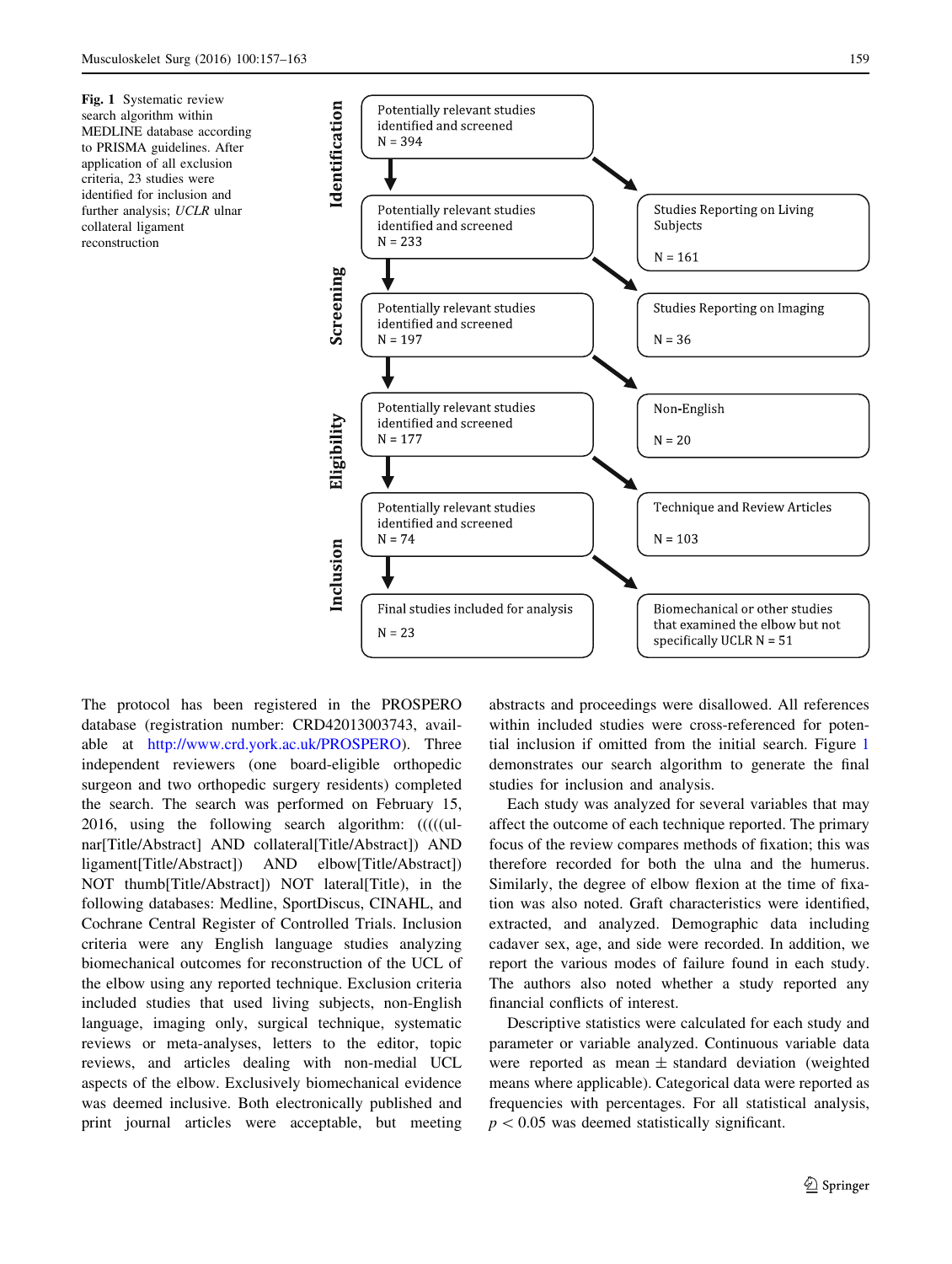**Fig. 1** Systematic review search algorithm within MEDLINE database according to PRISMA guidelines. After application of all exclusion criteria, 23 studies were identified for inclusion and further analysis; *UCLR* ulnar collateral ligament reconstruction

| Stage | Potentially relevant studies | Excluded |
| --- | --- | --- |
| Identification | Potentially relevant studies identified and screened N = 394 | |
| | Potentially relevant studies identified and screened N = 233 | Studies Reporting on Living Subjects N = 161 |
| Screening | Potentially relevant studies identified and screened N = 197 | Studies Reporting on Imaging N = 36 |
| Eligibility | Potentially relevant studies identified and screened N = 177 | Non-English N = 20 |
| | Potentially relevant studies identified and screened N = 74 | Technique and Review Articles N = 103 |
| Inclusion | Final studies included for analysis N = 23 | Biomechanical or other studies that examined the elbow but not specifically UCLR N = 51 |

The protocol has been registered in the PROSPERO database (registration number: CRD42013003743, available at http://www.crd.york.ac.uk/PROSPERO). Three independent reviewers (one board-eligible orthopedic surgeon and two orthopedic surgery residents) completed the search. The search was performed on February 15, 2016, using the following search algorithm: (((((ulnar[Title/Abstract] AND collateral[Title/Abstract]) AND ligament[Title/Abstract]) AND elbow[Title/Abstract]) NOT thumb[Title/Abstract]) NOT lateral[Title), in the following databases: Medline, SportDiscus, CINAHL, and Cochrane Central Register of Controlled Trials. Inclusion criteria were any English language studies analyzing biomechanical outcomes for reconstruction of the UCL of the elbow using any reported technique. Exclusion criteria included studies that used living subjects, non-English language, imaging only, surgical technique, systematic reviews or meta-analyses, letters to the editor, topic reviews, and articles dealing with non-medial UCL aspects of the elbow. Exclusively biomechanical evidence was deemed inclusive. Both electronically published and print journal articles were acceptable, but meeting abstracts and proceedings were disallowed. All references within included studies were cross-referenced for potential inclusion if omitted from the initial search. Figure 1 demonstrates our search algorithm to generate the final studies for inclusion and analysis.

Each study was analyzed for several variables that may affect the outcome of each technique reported. The primary focus of the review compares methods of fixation; this was therefore recorded for both the ulna and the humerus. Similarly, the degree of elbow flexion at the time of fixation was also noted. Graft characteristics were identified, extracted, and analyzed. Demographic data including cadaver sex, age, and side were recorded. In addition, we report the various modes of failure found in each study. The authors also noted whether a study reported any financial conflicts of interest.

Descriptive statistics were calculated for each study and parameter or variable analyzed. Continuous variable data were reported as mean ± standard deviation (weighted means where applicable). Categorical data were reported as frequencies with percentages. For all statistical analysis, $p < 0.05$ was deemed statistically significant.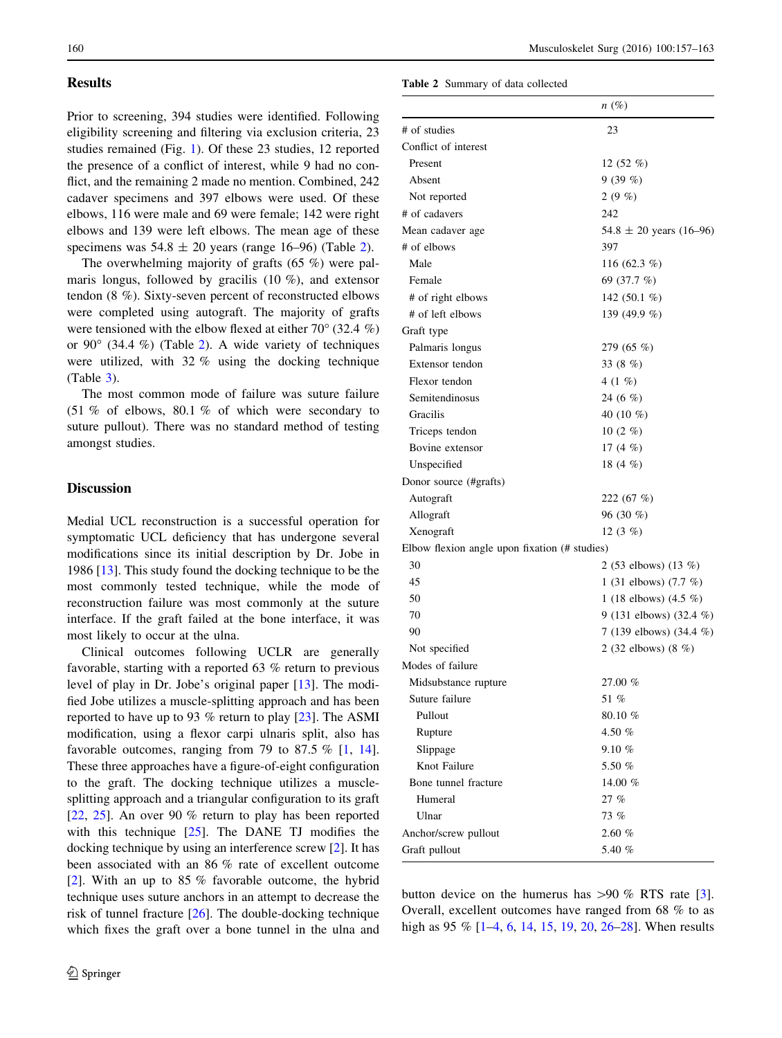## Results

Prior to screening, 394 studies were identified. Following eligibility screening and filtering via exclusion criteria, 23 studies remained (Fig. 1). Of these 23 studies, 12 reported the presence of a conflict of interest, while 9 had no conflict, and the remaining 2 made no mention. Combined, 242 cadaver specimens and 397 elbows were used. Of these elbows, 116 were male and 69 were female; 142 were right elbows and 139 were left elbows. The mean age of these specimens was 54.8 ± 20 years (range 16–96) (Table 2).

The overwhelming majority of grafts (65 %) were palmaris longus, followed by gracilis (10 %), and extensor tendon (8 %). Sixty-seven percent of reconstructed elbows were completed using autograft. The majority of grafts were tensioned with the elbow flexed at either 70° (32.4 %) or 90° (34.4 %) (Table 2). A wide variety of techniques were utilized, with 32 % using the docking technique (Table 3).

The most common mode of failure was suture failure (51 % of elbows, 80.1 % of which were secondary to suture pullout). There was no standard method of testing amongst studies.

**Table 2** Summary of data collected

| | *n* (%) |
|---|---|
| # of studies | 23 |
| Conflict of interest | |
| Present | 12 (52 %) |
| Absent | 9 (39 %) |
| Not reported | 2 (9 %) |
| # of cadavers | 242 |
| Mean cadaver age | 54.8 ± 20 years (16–96) |
| # of elbows | 397 |
| Male | 116 (62.3 %) |
| Female | 69 (37.7 %) |
| # of right elbows | 142 (50.1 %) |
| # of left elbows | 139 (49.9 %) |
| Graft type | |
| Palmaris longus | 279 (65 %) |
| Extensor tendon | 33 (8 %) |
| Flexor tendon | 4 (1 %) |
| Semitendinosus | 24 (6 %) |
| Gracilis | 40 (10 %) |
| Triceps tendon | 10 (2 %) |
| Bovine extensor | 17 (4 %) |
| Unspecified | 18 (4 %) |
| Donor source (#grafts) | |
| Autograft | 222 (67 %) |
| Allograft | 96 (30 %) |
| Xenograft | 12 (3 %) |
| Elbow flexion angle upon fixation (# studies) | |
| 30 | 2 (53 elbows) (13 %) |
| 45 | 1 (31 elbows) (7.7 %) |
| 50 | 1 (18 elbows) (4.5 %) |
| 70 | 9 (131 elbows) (32.4 %) |
| 90 | 7 (139 elbows) (34.4 %) |
| Not specified | 2 (32 elbows) (8 %) |
| Modes of failure | |
| Midsubstance rupture | 27.00 % |
| Suture failure | 51 % |
| Pullout | 80.10 % |
| Rupture | 4.50 % |
| Slippage | 9.10 % |
| Knot Failure | 5.50 % |
| Bone tunnel fracture | 14.00 % |
| Humeral | 27 % |
| Ulnar | 73 % |
| Anchor/screw pullout | 2.60 % |
| Graft pullout | 5.40 % |

## Discussion

Medial UCL reconstruction is a successful operation for symptomatic UCL deficiency that has undergone several modifications since its initial description by Dr. Jobe in 1986 [13]. This study found the docking technique to be the most commonly tested technique, while the mode of reconstruction failure was most commonly at the suture interface. If the graft failed at the bone interface, it was most likely to occur at the ulna.

Clinical outcomes following UCLR are generally favorable, starting with a reported 63 % return to previous level of play in Dr. Jobe's original paper [13]. The modified Jobe utilizes a muscle-splitting approach and has been reported to have up to 93 % return to play [23]. The ASMI modification, using a flexor carpi ulnaris split, also has favorable outcomes, ranging from 79 to 87.5 % [1, 14]. These three approaches have a figure-of-eight configuration to the graft. The docking technique utilizes a muscle-splitting approach and a triangular configuration to its graft [22, 25]. An over 90 % return to play has been reported with this technique [25]. The DANE TJ modifies the docking technique by using an interference screw [2]. It has been associated with an 86 % rate of excellent outcome [2]. With an up to 85 % favorable outcome, the hybrid technique uses suture anchors in an attempt to decrease the risk of tunnel fracture [26]. The double-docking technique which fixes the graft over a bone tunnel in the ulna and button device on the humerus has >90 % RTS rate [3]. Overall, excellent outcomes have ranged from 68 % to as high as 95 % [1–4, 6, 14, 15, 19, 20, 26–28]. When results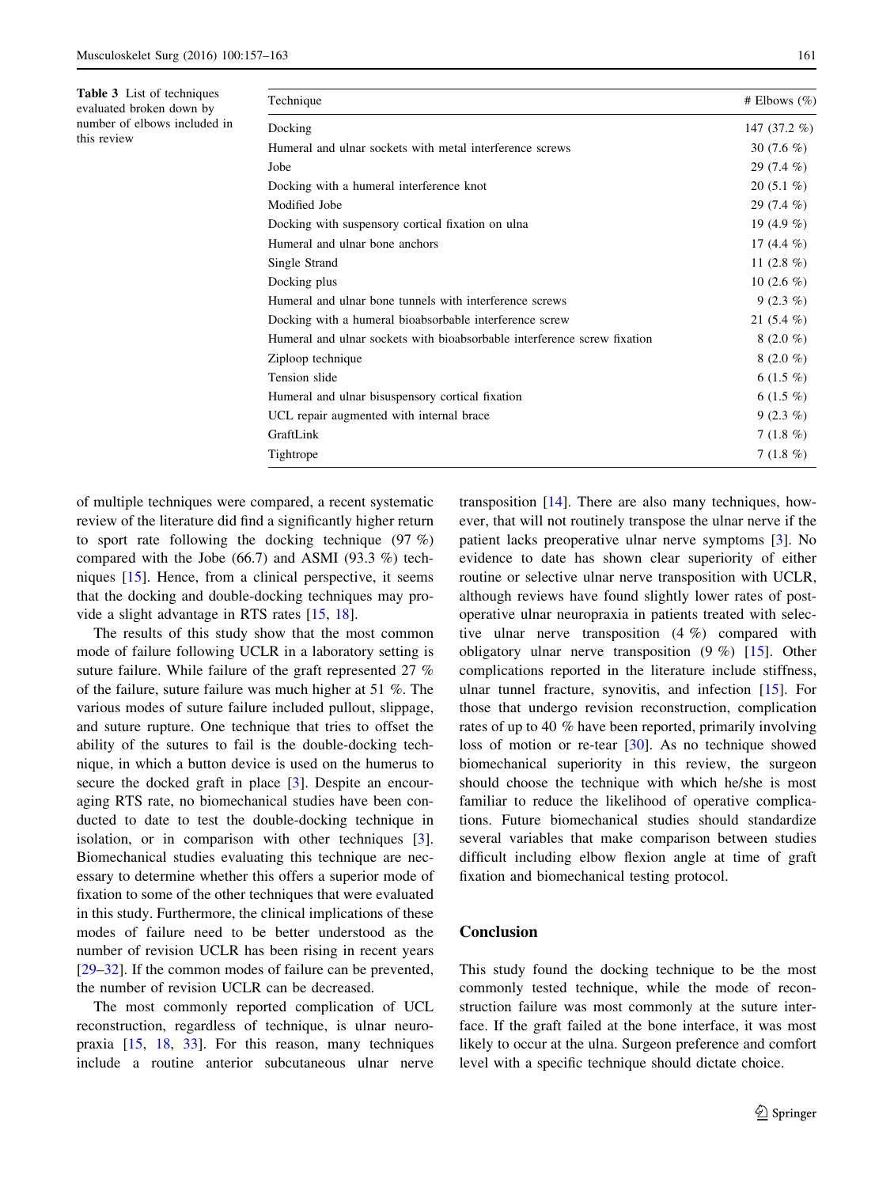**Table 3** List of techniques evaluated broken down by number of elbows included in this review

| Technique | # Elbows (%) |
|---|---|
| Docking | 147 (37.2 %) |
| Humeral and ulnar sockets with metal interference screws | 30 (7.6 %) |
| Jobe | 29 (7.4 %) |
| Docking with a humeral interference knot | 20 (5.1 %) |
| Modified Jobe | 29 (7.4 %) |
| Docking with suspensory cortical fixation on ulna | 19 (4.9 %) |
| Humeral and ulnar bone anchors | 17 (4.4 %) |
| Single Strand | 11 (2.8 %) |
| Docking plus | 10 (2.6 %) |
| Humeral and ulnar bone tunnels with interference screws | 9 (2.3 %) |
| Docking with a humeral bioabsorbable interference screw | 21 (5.4 %) |
| Humeral and ulnar sockets with bioabsorbable interference screw fixation | 8 (2.0 %) |
| Ziploop technique | 8 (2.0 %) |
| Tension slide | 6 (1.5 %) |
| Humeral and ulnar bisuspensory cortical fixation | 6 (1.5 %) |
| UCL repair augmented with internal brace | 9 (2.3 %) |
| GraftLink | 7 (1.8 %) |
| Tightrope | 7 (1.8 %) |

of multiple techniques were compared, a recent systematic review of the literature did find a significantly higher return to sport rate following the docking technique (97 %) compared with the Jobe (66.7) and ASMI (93.3 %) techniques [15]. Hence, from a clinical perspective, it seems that the docking and double-docking techniques may provide a slight advantage in RTS rates [15, 18].

The results of this study show that the most common mode of failure following UCLR in a laboratory setting is suture failure. While failure of the graft represented 27 % of the failure, suture failure was much higher at 51 %. The various modes of suture failure included pullout, slippage, and suture rupture. One technique that tries to offset the ability of the sutures to fail is the double-docking technique, in which a button device is used on the humerus to secure the docked graft in place [3]. Despite an encouraging RTS rate, no biomechanical studies have been conducted to date to test the double-docking technique in isolation, or in comparison with other techniques [3]. Biomechanical studies evaluating this technique are necessary to determine whether this offers a superior mode of fixation to some of the other techniques that were evaluated in this study. Furthermore, the clinical implications of these modes of failure need to be better understood as the number of revision UCLR has been rising in recent years [29–32]. If the common modes of failure can be prevented, the number of revision UCLR can be decreased.

The most commonly reported complication of UCL reconstruction, regardless of technique, is ulnar neuropraxia [15, 18, 33]. For this reason, many techniques include a routine anterior subcutaneous ulnar nerve transposition [14]. There are also many techniques, however, that will not routinely transpose the ulnar nerve if the patient lacks preoperative ulnar nerve symptoms [3]. No evidence to date has shown clear superiority of either routine or selective ulnar nerve transposition with UCLR, although reviews have found slightly lower rates of postoperative ulnar neuropraxia in patients treated with selective ulnar nerve transposition (4 %) compared with obligatory ulnar nerve transposition (9 %) [15]. Other complications reported in the literature include stiffness, ulnar tunnel fracture, synovitis, and infection [15]. For those that undergo revision reconstruction, complication rates of up to 40 % have been reported, primarily involving loss of motion or re-tear [30]. As no technique showed biomechanical superiority in this review, the surgeon should choose the technique with which he/she is most familiar to reduce the likelihood of operative complications. Future biomechanical studies should standardize several variables that make comparison between studies difficult including elbow flexion angle at time of graft fixation and biomechanical testing protocol.

## Conclusion

This study found the docking technique to be the most commonly tested technique, while the mode of reconstruction failure was most commonly at the suture interface. If the graft failed at the bone interface, it was most likely to occur at the ulna. Surgeon preference and comfort level with a specific technique should dictate choice.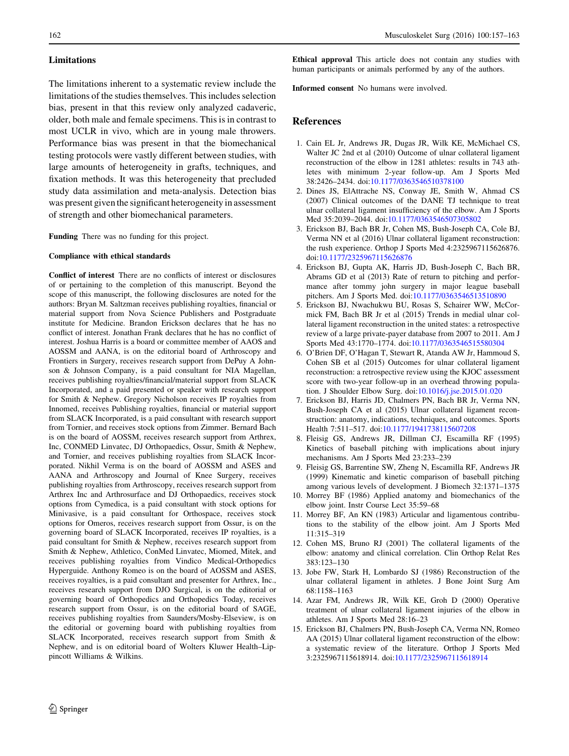## Limitations

The limitations inherent to a systematic review include the limitations of the studies themselves. This includes selection bias, present in that this review only analyzed cadaveric, older, both male and female specimens. This is in contrast to most UCLR in vivo, which are in young male throwers. Performance bias was present in that the biomechanical testing protocols were vastly different between studies, with large amounts of heterogeneity in grafts, techniques, and fixation methods. It was this heterogeneity that precluded study data assimilation and meta-analysis. Detection bias was present given the significant heterogeneity in assessment of strength and other biomechanical parameters.

**Funding** There was no funding for this project.

#### Compliance with ethical standards

**Conflict of interest** There are no conflicts of interest or disclosures of or pertaining to the completion of this manuscript. Beyond the scope of this manuscript, the following disclosures are noted for the authors: Bryan M. Saltzman receives publishing royalties, financial or material support from Nova Science Publishers and Postgraduate institute for Medicine. Brandon Erickson declares that he has no conflict of interest. Jonathan Frank declares that he has no conflict of interest. Joshua Harris is a board or committee member of AAOS and AOSSM and AANA, is on the editorial board of Arthroscopy and Frontiers in Surgery, receives research support from DePuy A Johnson & Johnson Company, is a paid consultant for NIA Magellan, receives publishing royalties/financial/material support from SLACK Incorporated, and a paid presented or speaker with research support for Smith & Nephew. Gregory Nicholson receives IP royalties from Innomed, receives Publishing royalties, financial or material support from SLACK Incorporated, is a paid consultant with research support from Tornier, and receives stock options from Zimmer. Bernard Bach is on the board of AOSSM, receives research support from Arthrex, Inc, CONMED Linvatec, DJ Orthopaedics, Ossur, Smith & Nephew, and Tornier, and receives publishing royalties from SLACK Incorporated. Nikhil Verma is on the board of AOSSM and ASES and AANA and Arthroscopy and Journal of Knee Surgery, receives publishing royalties from Arthroscopy, receives research support from Arthrex Inc and Arthrosurface and DJ Orthopaedics, receives stock options from Cymedica, is a paid consultant with stock options for Minivasive, is a paid consultant for Orthospace, receives stock options for Omeros, receives research support from Ossur, is on the governing board of SLACK Incorporated, receives IP royalties, is a paid consultant for Smith & Nephew, receives research support from Smith & Nephew, Athletico, ConMed Linvatec, Miomed, Mitek, and receives publishing royalties from Vindico Medical-Orthopedics Hyperguide. Anthony Romeo is on the board of AOSSM and ASES, receives royalties, is a paid consultant and presenter for Arthrex, Inc., receives research support from DJO Surgical, is on the editorial or governing board of Orthopedics and Orthopedics Today, receives research support from Ossur, is on the editorial board of SAGE, receives publishing royalties from Saunders/Mosby-Elseview, is on the editorial or governing board with publishing royalties from SLACK Incorporated, receives research support from Smith & Nephew, and is on editorial board of Wolters Kluwer Health–Lippincott Williams & Wilkins.

**Ethical approval** This article does not contain any studies with human participants or animals performed by any of the authors.

**Informed consent** No humans were involved.

## References

1. Cain EL Jr, Andrews JR, Dugas JR, Wilk KE, McMichael CS, Walter JC 2nd et al (2010) Outcome of ulnar collateral ligament reconstruction of the elbow in 1281 athletes: results in 743 athletes with minimum 2-year follow-up. Am J Sports Med 38:2426–2434. doi:10.1177/0363546510378100
2. Dines JS, ElAttrache NS, Conway JE, Smith W, Ahmad CS (2007) Clinical outcomes of the DANE TJ technique to treat ulnar collateral ligament insufficiency of the elbow. Am J Sports Med 35:2039–2044. doi:10.1177/0363546507305802
3. Erickson BJ, Bach BR Jr, Cohen MS, Bush-Joseph CA, Cole BJ, Verma NN et al (2016) Ulnar collateral ligament reconstruction: the rush experience. Orthop J Sports Med 4:2325967115626876. doi:10.1177/2325967115626876
4. Erickson BJ, Gupta AK, Harris JD, Bush-Joseph C, Bach BR, Abrams GD et al (2013) Rate of return to pitching and performance after tommy john surgery in major league baseball pitchers. Am J Sports Med. doi:10.1177/0363546513510890
5. Erickson BJ, Nwachukwu BU, Rosas S, Schairer WW, McCormick FM, Bach BR Jr et al (2015) Trends in medial ulnar collateral ligament reconstruction in the united states: a retrospective review of a large private-payer database from 2007 to 2011. Am J Sports Med 43:1770–1774. doi:10.1177/0363546515580304
6. O'Brien DF, O'Hagan T, Stewart R, Atanda AW Jr, Hammoud S, Cohen SB et al (2015) Outcomes for ulnar collateral ligament reconstruction: a retrospective review using the KJOC assessment score with two-year follow-up in an overhead throwing population. J Shoulder Elbow Surg. doi:10.1016/j.jse.2015.01.020
7. Erickson BJ, Harris JD, Chalmers PN, Bach BR Jr, Verma NN, Bush-Joseph CA et al (2015) Ulnar collateral ligament reconstruction: anatomy, indications, techniques, and outcomes. Sports Health 7:511–517. doi:10.1177/1941738115607208
8. Fleisig GS, Andrews JR, Dillman CJ, Escamilla RF (1995) Kinetics of baseball pitching with implications about injury mechanisms. Am J Sports Med 23:233–239
9. Fleisig GS, Barrentine SW, Zheng N, Escamilla RF, Andrews JR (1999) Kinematic and kinetic comparison of baseball pitching among various levels of development. J Biomech 32:1371–1375
10. Morrey BF (1986) Applied anatomy and biomechanics of the elbow joint. Instr Course Lect 35:59–68
11. Morrey BF, An KN (1983) Articular and ligamentous contributions to the stability of the elbow joint. Am J Sports Med 11:315–319
12. Cohen MS, Bruno RJ (2001) The collateral ligaments of the elbow: anatomy and clinical correlation. Clin Orthop Relat Res 383:123–130
13. Jobe FW, Stark H, Lombardo SJ (1986) Reconstruction of the ulnar collateral ligament in athletes. J Bone Joint Surg Am 68:1158–1163
14. Azar FM, Andrews JR, Wilk KE, Groh D (2000) Operative treatment of ulnar collateral ligament injuries of the elbow in athletes. Am J Sports Med 28:16–23
15. Erickson BJ, Chalmers PN, Bush-Joseph CA, Verma NN, Romeo AA (2015) Ulnar collateral ligament reconstruction of the elbow: a systematic review of the literature. Orthop J Sports Med 3:2325967115618914. doi:10.1177/2325967115618914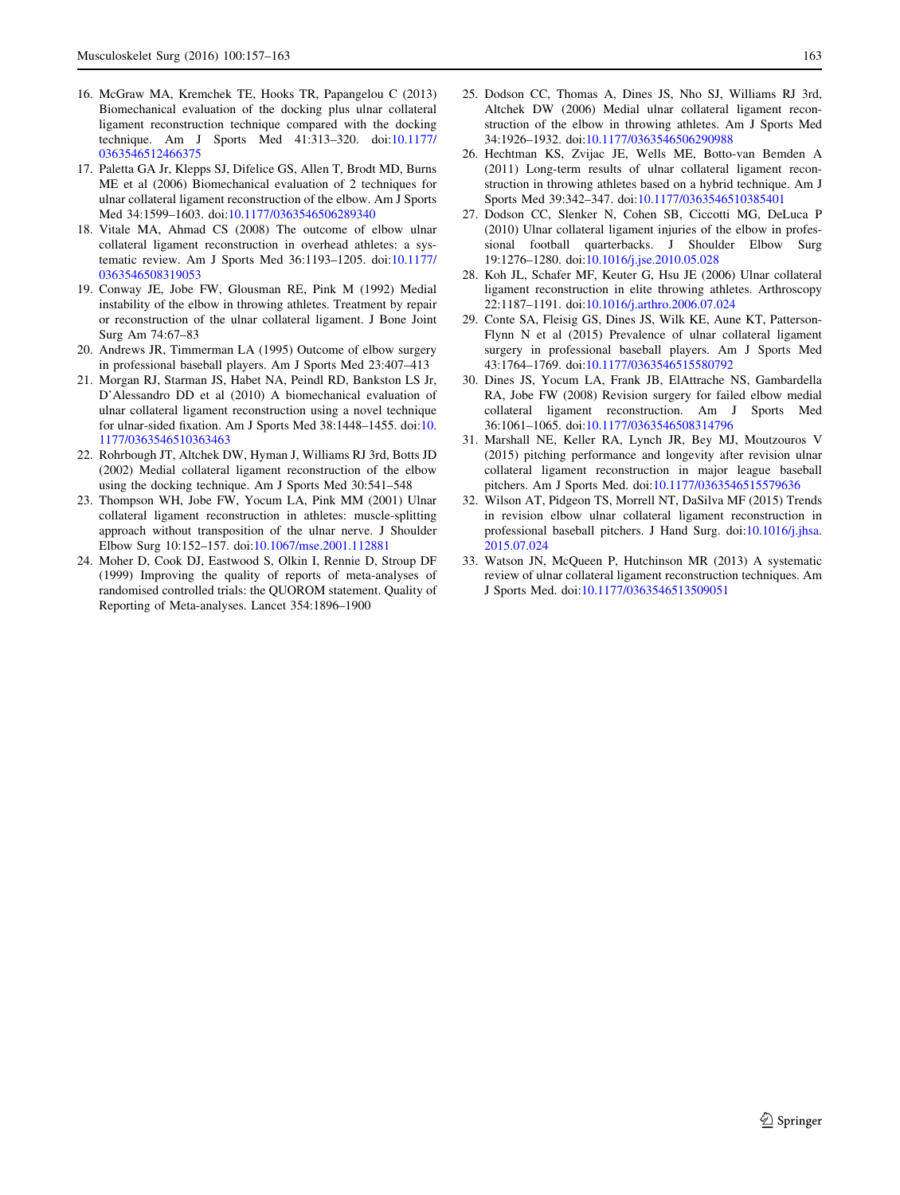16. McGraw MA, Kremchek TE, Hooks TR, Papangelou C (2013) Biomechanical evaluation of the docking plus ulnar collateral ligament reconstruction technique compared with the docking technique. Am J Sports Med 41:313–320. doi:10.1177/0363546512466375
17. Paletta GA Jr, Klepps SJ, Difelice GS, Allen T, Brodt MD, Burns ME et al (2006) Biomechanical evaluation of 2 techniques for ulnar collateral ligament reconstruction of the elbow. Am J Sports Med 34:1599–1603. doi:10.1177/0363546506289340
18. Vitale MA, Ahmad CS (2008) The outcome of elbow ulnar collateral ligament reconstruction in overhead athletes: a systematic review. Am J Sports Med 36:1193–1205. doi:10.1177/0363546508319053
19. Conway JE, Jobe FW, Glousman RE, Pink M (1992) Medial instability of the elbow in throwing athletes. Treatment by repair or reconstruction of the ulnar collateral ligament. J Bone Joint Surg Am 74:67–83
20. Andrews JR, Timmerman LA (1995) Outcome of elbow surgery in professional baseball players. Am J Sports Med 23:407–413
21. Morgan RJ, Starman JS, Habet NA, Peindl RD, Bankston LS Jr, D'Alessandro DD et al (2010) A biomechanical evaluation of ulnar collateral ligament reconstruction using a novel technique for ulnar-sided fixation. Am J Sports Med 38:1448–1455. doi:10.1177/0363546510363463
22. Rohrbough JT, Altchek DW, Hyman J, Williams RJ 3rd, Botts JD (2002) Medial collateral ligament reconstruction of the elbow using the docking technique. Am J Sports Med 30:541–548
23. Thompson WH, Jobe FW, Yocum LA, Pink MM (2001) Ulnar collateral ligament reconstruction in athletes: muscle-splitting approach without transposition of the ulnar nerve. J Shoulder Elbow Surg 10:152–157. doi:10.1067/mse.2001.112881
24. Moher D, Cook DJ, Eastwood S, Olkin I, Rennie D, Stroup DF (1999) Improving the quality of reports of meta-analyses of randomised controlled trials: the QUOROM statement. Quality of Reporting of Meta-analyses. Lancet 354:1896–1900
25. Dodson CC, Thomas A, Dines JS, Nho SJ, Williams RJ 3rd, Altchek DW (2006) Medial ulnar collateral ligament reconstruction of the elbow in throwing athletes. Am J Sports Med 34:1926–1932. doi:10.1177/0363546506290988
26. Hechtman KS, Zvijac JE, Wells ME, Botto-van Bemden A (2011) Long-term results of ulnar collateral ligament reconstruction in throwing athletes based on a hybrid technique. Am J Sports Med 39:342–347. doi:10.1177/0363546510385401
27. Dodson CC, Slenker N, Cohen SB, Ciccotti MG, DeLuca P (2010) Ulnar collateral ligament injuries of the elbow in professional football quarterbacks. J Shoulder Elbow Surg 19:1276–1280. doi:10.1016/j.jse.2010.05.028
28. Koh JL, Schafer MF, Keuter G, Hsu JE (2006) Ulnar collateral ligament reconstruction in elite throwing athletes. Arthroscopy 22:1187–1191. doi:10.1016/j.arthro.2006.07.024
29. Conte SA, Fleisig GS, Dines JS, Wilk KE, Aune KT, Patterson-Flynn N et al (2015) Prevalence of ulnar collateral ligament surgery in professional baseball players. Am J Sports Med 43:1764–1769. doi:10.1177/0363546515580792
30. Dines JS, Yocum LA, Frank JB, ElAttrache NS, Gambardella RA, Jobe FW (2008) Revision surgery for failed elbow medial collateral ligament reconstruction. Am J Sports Med 36:1061–1065. doi:10.1177/0363546508314796
31. Marshall NE, Keller RA, Lynch JR, Bey MJ, Moutzouros V (2015) pitching performance and longevity after revision ulnar collateral ligament reconstruction in major league baseball pitchers. Am J Sports Med. doi:10.1177/0363546515579636
32. Wilson AT, Pidgeon TS, Morrell NT, DaSilva MF (2015) Trends in revision elbow ulnar collateral ligament reconstruction in professional baseball pitchers. J Hand Surg. doi:10.1016/j.jhsa.2015.07.024
33. Watson JN, McQueen P, Hutchinson MR (2013) A systematic review of ulnar collateral ligament reconstruction techniques. Am J Sports Med. doi:10.1177/0363546513509051